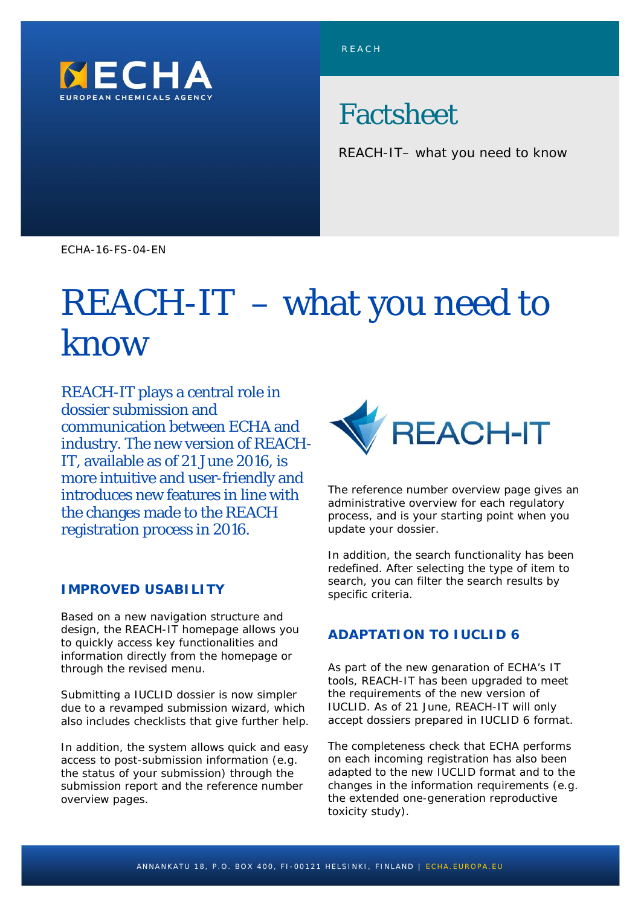REACH

# Factsheet

REACH-IT– what you need to know

ECHA-16-FS-04-EN

# REACH-IT – what you need to know

REACH-IT plays a central role in dossier submission and communication between ECHA and industry. The new version of REACH-IT, available as of 21 June 2016, is more intuitive and user-friendly and introduces new features in line with the changes made to the REACH registration process in 2016.

## IMPROVED USABILITY

Based on a new navigation structure and design, the REACH-IT homepage allows you to quickly access key functionalities and information directly from the homepage or through the revised menu.

Submitting a IUCLID dossier is now simpler due to a revamped submission wizard, which also includes checklists that give further help.

In addition, the system allows quick and easy access to post-submission information (e.g. the status of your submission) through the submission report and the reference number overview pages.

The reference number overview page gives an administrative overview for each regulatory process, and is your starting point when you update your dossier.

In addition, the search functionality has been redefined. After selecting the type of item to search, you can filter the search results by specific criteria.

## ADAPTATION TO IUCLID 6

As part of the new genaration of ECHA's IT tools, REACH-IT has been upgraded to meet the requirements of the new version of IUCLID. As of 21 June, REACH-IT will only accept dossiers prepared in IUCLID 6 format.

The completeness check that ECHA performs on each incoming registration has also been adapted to the new IUCLID format and to the changes in the information requirements (e.g. the extended one-generation reproductive toxicity study).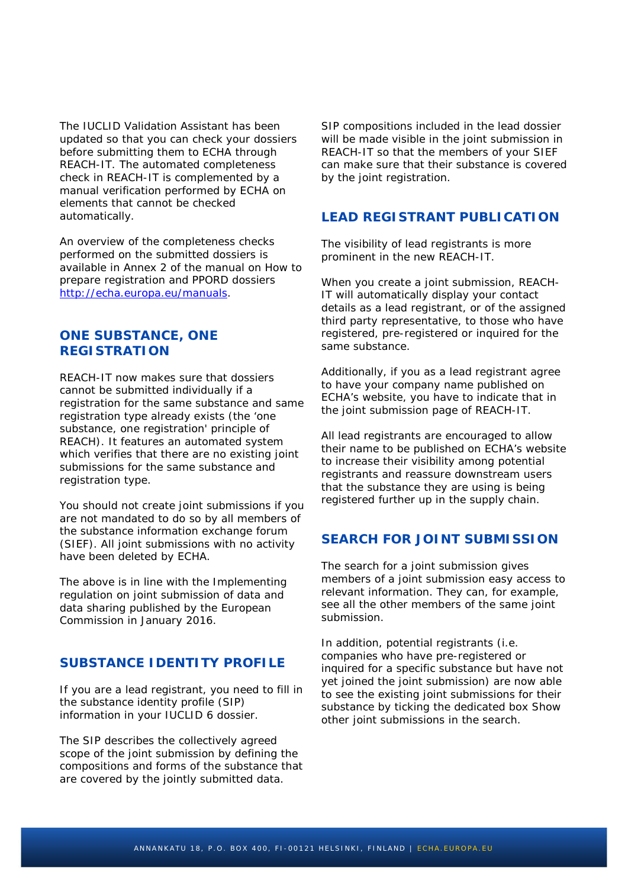The IUCLID Validation Assistant has been updated so that you can check your dossiers before submitting them to ECHA through REACH-IT. The automated completeness check in REACH-IT is complemented by a manual verification performed by ECHA on elements that cannot be checked automatically.

An overview of the completeness checks performed on the submitted dossiers is available in Annex 2 of the manual on How to prepare registration and PPORD dossiers [http://echa.europa.eu/manuals](http://echa.europa.eu/manuals).

## ONE SUBSTANCE, ONE REGISTRATION

REACH-IT now makes sure that dossiers cannot be submitted individually if a registration for the same substance and same registration type already exists (the 'one substance, one registration' principle of REACH). It features an automated system which verifies that there are no existing joint submissions for the same substance and registration type.

You should not create joint submissions if you are not mandated to do so by all members of the substance information exchange forum (SIEF). All joint submissions with no activity have been deleted by ECHA.

The above is in line with the Implementing regulation on joint submission of data and data sharing published by the European Commission in January 2016.

## SUBSTANCE IDENTITY PROFILE

If you are a lead registrant, you need to fill in the substance identity profile (SIP) information in your IUCLID 6 dossier.

The SIP describes the collectively agreed scope of the joint submission by defining the compositions and forms of the substance that are covered by the jointly submitted data.

SIP compositions included in the lead dossier will be made visible in the joint submission in REACH-IT so that the members of your SIEF can make sure that their substance is covered by the joint registration.

## LEAD REGISTRANT PUBLICATION

The visibility of lead registrants is more prominent in the new REACH-IT.

When you create a joint submission, REACH-IT will automatically display your contact details as a lead registrant, or of the assigned third party representative, to those who have registered, pre-registered or inquired for the same substance.

Additionally, if you as a lead registrant agree to have your company name published on ECHA's website, you have to indicate that in the joint submission page of REACH-IT.

All lead registrants are encouraged to allow their name to be published on ECHA's website to increase their visibility among potential registrants and reassure downstream users that the substance they are using is being registered further up in the supply chain.

## SEARCH FOR JOINT SUBMISSION

The search for a joint submission gives members of a joint submission easy access to relevant information. They can, for example, see all the other members of the same joint submission.

In addition, potential registrants (i.e. companies who have pre-registered or inquired for a specific substance but have not yet joined the joint submission) are now able to see the existing joint submissions for their substance by ticking the dedicated box Show other joint submissions in the search.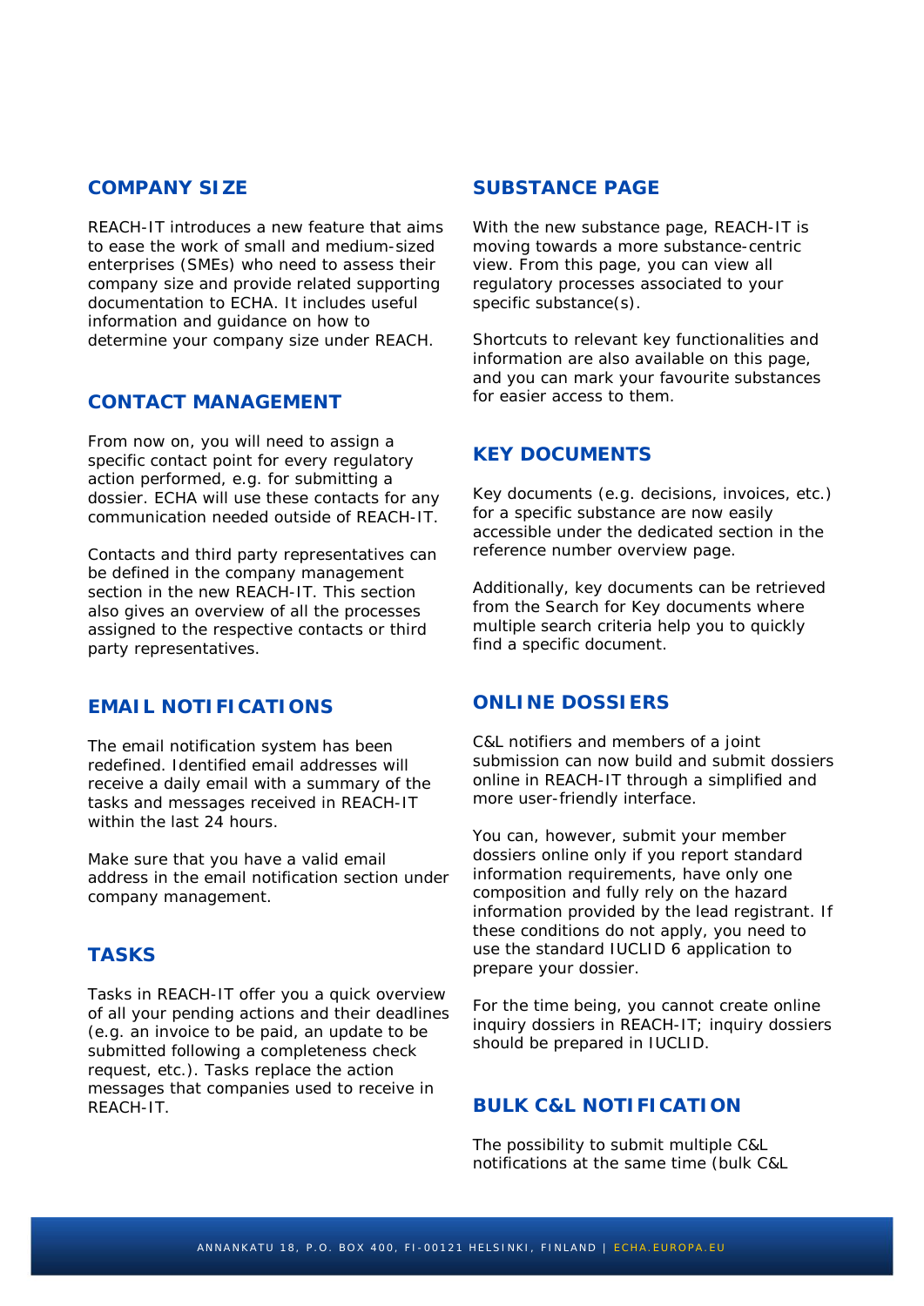## COMPANY SIZE

REACH-IT introduces a new feature that aims to ease the work of small and medium-sized enterprises (SMEs) who need to assess their company size and provide related supporting documentation to ECHA. It includes useful information and guidance on how to determine your company size under REACH.

## CONTACT MANAGEMENT

From now on, you will need to assign a specific contact point for every regulatory action performed, e.g. for submitting a dossier. ECHA will use these contacts for any communication needed outside of REACH-IT.

Contacts and third party representatives can be defined in the company management section in the new REACH-IT. This section also gives an overview of all the processes assigned to the respective contacts or third party representatives.

## EMAIL NOTIFICATIONS

The email notification system has been redefined. Identified email addresses will receive a daily email with a summary of the tasks and messages received in REACH-IT within the last 24 hours.

Make sure that you have a valid email address in the email notification section under company management.

## TASKS

Tasks in REACH-IT offer you a quick overview of all your pending actions and their deadlines (e.g. an invoice to be paid, an update to be submitted following a completeness check request, etc.). Tasks replace the action messages that companies used to receive in REACH-IT.

## SUBSTANCE PAGE

With the new substance page, REACH-IT is moving towards a more substance-centric view. From this page, you can view all regulatory processes associated to your specific substance(s).

Shortcuts to relevant key functionalities and information are also available on this page, and you can mark your favourite substances for easier access to them.

## KEY DOCUMENTS

Key documents (e.g. decisions, invoices, etc.) for a specific substance are now easily accessible under the dedicated section in the reference number overview page.

Additionally, key documents can be retrieved from the Search for Key documents where multiple search criteria help you to quickly find a specific document.

## ONLINE DOSSIERS

C&L notifiers and members of a joint submission can now build and submit dossiers online in REACH-IT through a simplified and more user-friendly interface.

You can, however, submit your member dossiers online only if you report standard information requirements, have only one composition and fully rely on the hazard information provided by the lead registrant. If these conditions do not apply, you need to use the standard IUCLID 6 application to prepare your dossier.

For the time being, you cannot create online inquiry dossiers in REACH-IT; inquiry dossiers should be prepared in IUCLID.

## BULK C&L NOTIFICATION

The possibility to submit multiple C&L notifications at the same time (bulk C&L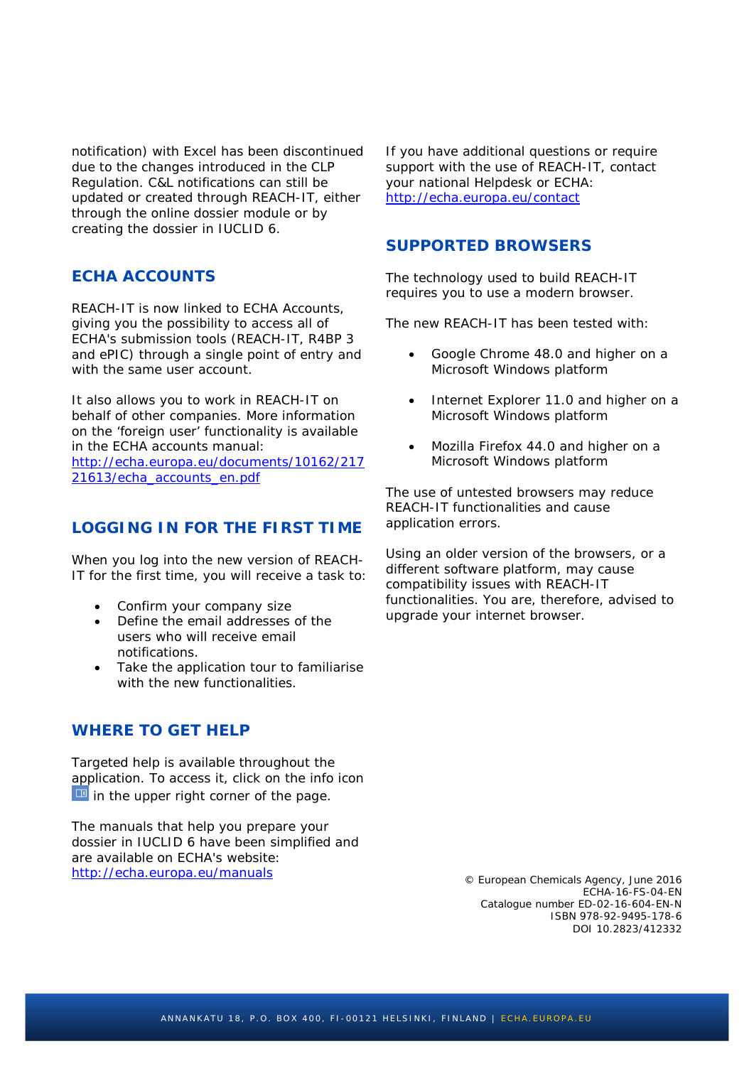notification) with Excel has been discontinued due to the changes introduced in the CLP Regulation. C&L notifications can still be updated or created through REACH-IT, either through the online dossier module or by creating the dossier in IUCLID 6.

## ECHA ACCOUNTS

REACH-IT is now linked to ECHA Accounts, giving you the possibility to access all of ECHA's submission tools (REACH-IT, R4BP 3 and ePIC) through a single point of entry and with the same user account.

It also allows you to work in REACH-IT on behalf of other companies. More information on the 'foreign user' functionality is available in the ECHA accounts manual: http://echa.europa.eu/documents/10162/21721613/echa_accounts_en.pdf

## LOGGING IN FOR THE FIRST TIME

When you log into the new version of REACH-IT for the first time, you will receive a task to:

- Confirm your company size
- Define the email addresses of the users who will receive email notifications.
- Take the application tour to familiarise with the new functionalities.

## WHERE TO GET HELP

Targeted help is available throughout the application. To access it, click on the info icon in the upper right corner of the page.

The manuals that help you prepare your dossier in IUCLID 6 have been simplified and are available on ECHA's website: http://echa.europa.eu/manuals

If you have additional questions or require support with the use of REACH-IT, contact your national Helpdesk or ECHA: http://echa.europa.eu/contact

## SUPPORTED BROWSERS

The technology used to build REACH-IT requires you to use a modern browser.

The new REACH-IT has been tested with:

- Google Chrome 48.0 and higher on a Microsoft Windows platform
- Internet Explorer 11.0 and higher on a Microsoft Windows platform
- Mozilla Firefox 44.0 and higher on a Microsoft Windows platform

The use of untested browsers may reduce REACH-IT functionalities and cause application errors.

Using an older version of the browsers, or a different software platform, may cause compatibility issues with REACH-IT functionalities. You are, therefore, advised to upgrade your internet browser.

© European Chemicals Agency, June 2016
ECHA-16-FS-04-EN
Catalogue number ED-02-16-604-EN-N
ISBN 978-92-9495-178-6
DOI 10.2823/412332

ANNANKATU 18, P.O. BOX 400, FI-00121 HELSINKI, FINLAND | ECHA.EUROPA.EU